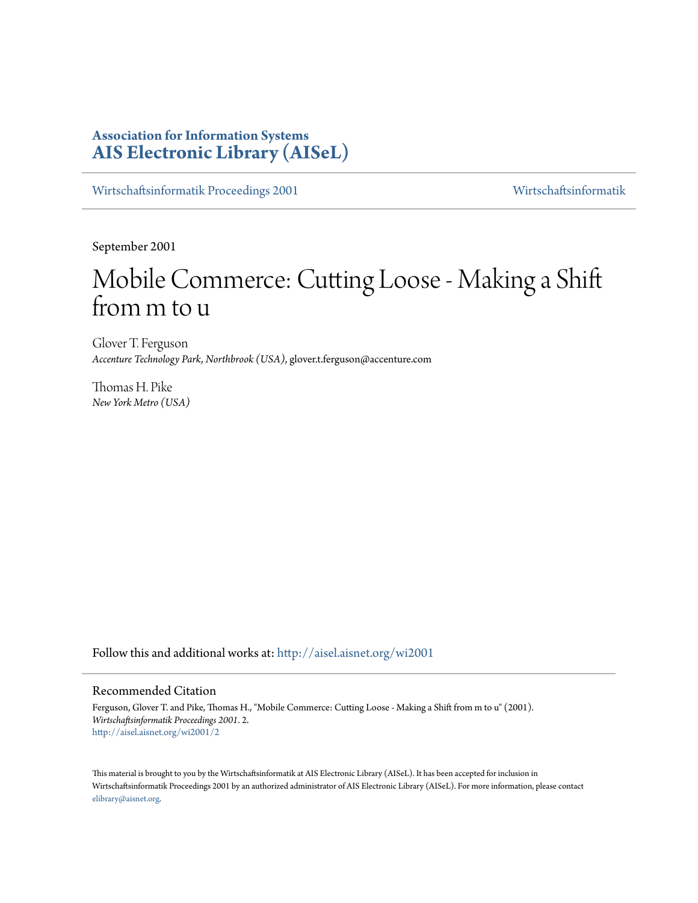**Association for Information Systems**
**AIS Electronic Library (AISeL)**

Wirtschaftsinformatik Proceedings 2001 | Wirtschaftsinformatik

September 2001

# Mobile Commerce: Cutting Loose - Making a Shift from m to u

Glover T. Ferguson
*Accenture Technology Park, Northbrook (USA)*, glover.t.ferguson@accenture.com

Thomas H. Pike
*New York Metro (USA)*

Follow this and additional works at: http://aisel.aisnet.org/wi2001

## Recommended Citation

Ferguson, Glover T. and Pike, Thomas H., "Mobile Commerce: Cutting Loose - Making a Shift from m to u" (2001). *Wirtschaftsinformatik Proceedings 2001*. 2.
http://aisel.aisnet.org/wi2001/2

This material is brought to you by the Wirtschaftsinformatik at AIS Electronic Library (AISeL). It has been accepted for inclusion in Wirtschaftsinformatik Proceedings 2001 by an authorized administrator of AIS Electronic Library (AISeL). For more information, please contact elibrary@aisnet.org.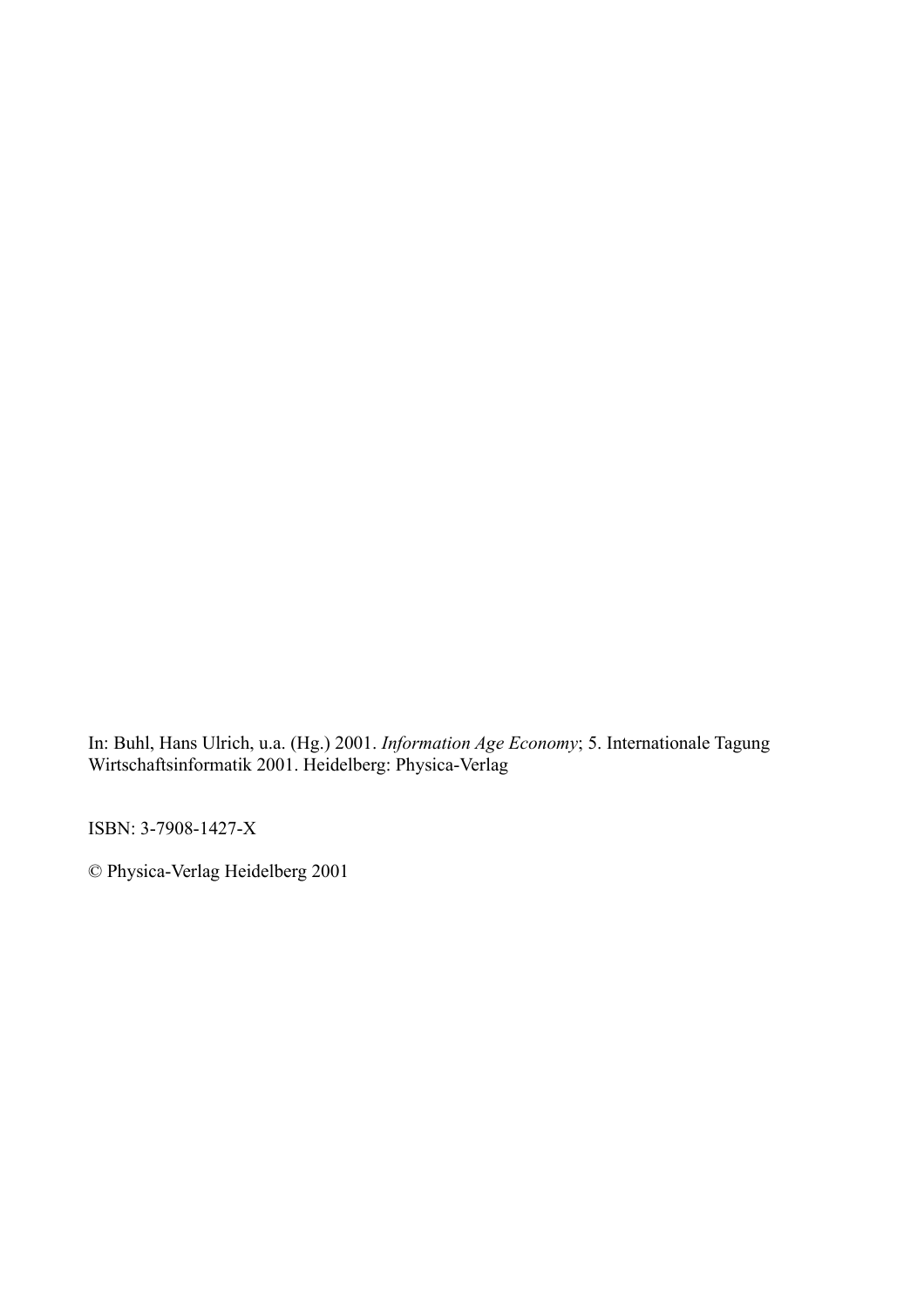In: Buhl, Hans Ulrich, u.a. (Hg.) 2001. *Information Age Economy*; 5. Internationale Tagung Wirtschaftsinformatik 2001. Heidelberg: Physica-Verlag

ISBN: 3-7908-1427-X

© Physica-Verlag Heidelberg 2001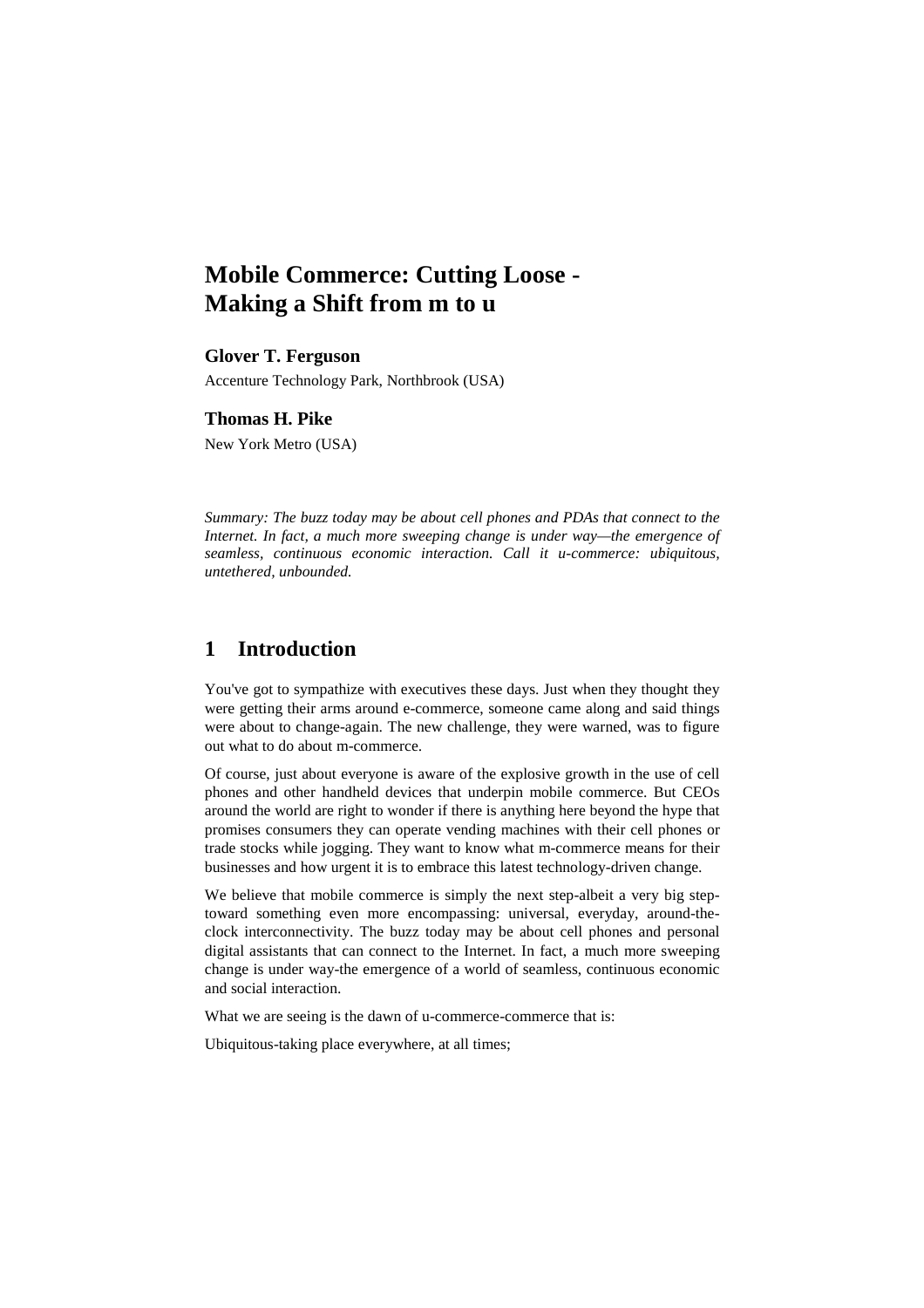# Mobile Commerce: Cutting Loose - Making a Shift from m to u

**Glover T. Ferguson**

Accenture Technology Park, Northbrook (USA)

**Thomas H. Pike**

New York Metro (USA)

*Summary: The buzz today may be about cell phones and PDAs that connect to the Internet. In fact, a much more sweeping change is under way—the emergence of seamless, continuous economic interaction. Call it u-commerce: ubiquitous, untethered, unbounded.*

## 1 Introduction

You've got to sympathize with executives these days. Just when they thought they were getting their arms around e-commerce, someone came along and said things were about to change-again. The new challenge, they were warned, was to figure out what to do about m-commerce.

Of course, just about everyone is aware of the explosive growth in the use of cell phones and other handheld devices that underpin mobile commerce. But CEOs around the world are right to wonder if there is anything here beyond the hype that promises consumers they can operate vending machines with their cell phones or trade stocks while jogging. They want to know what m-commerce means for their businesses and how urgent it is to embrace this latest technology-driven change.

We believe that mobile commerce is simply the next step-albeit a very big step-toward something even more encompassing: universal, everyday, around-the-clock interconnectivity. The buzz today may be about cell phones and personal digital assistants that can connect to the Internet. In fact, a much more sweeping change is under way-the emergence of a world of seamless, continuous economic and social interaction.

What we are seeing is the dawn of u-commerce-commerce that is:

Ubiquitous-taking place everywhere, at all times;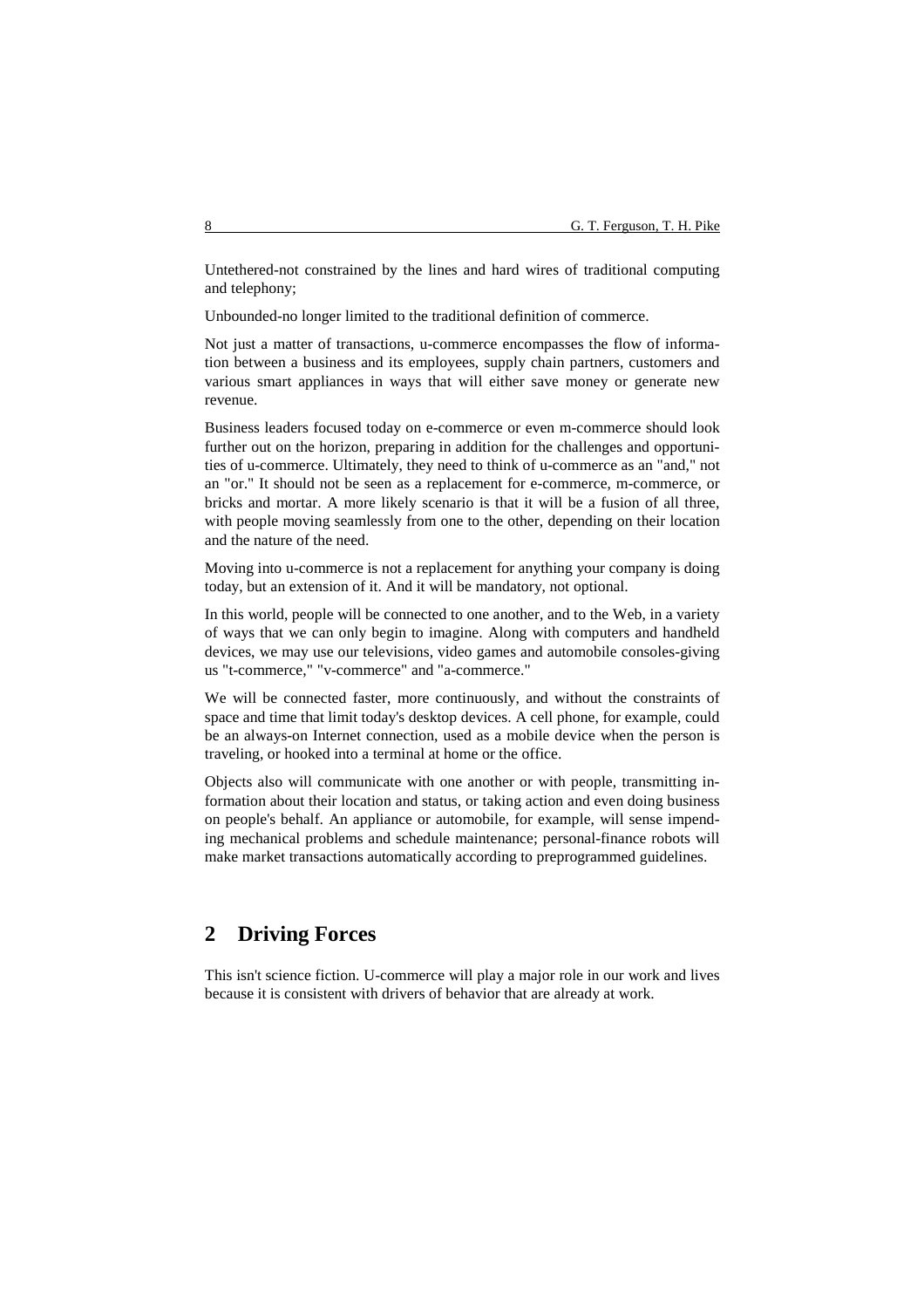Untethered-not constrained by the lines and hard wires of traditional computing and telephony;

Unbounded-no longer limited to the traditional definition of commerce.

Not just a matter of transactions, u-commerce encompasses the flow of information between a business and its employees, supply chain partners, customers and various smart appliances in ways that will either save money or generate new revenue.

Business leaders focused today on e-commerce or even m-commerce should look further out on the horizon, preparing in addition for the challenges and opportunities of u-commerce. Ultimately, they need to think of u-commerce as an "and," not an "or." It should not be seen as a replacement for e-commerce, m-commerce, or bricks and mortar. A more likely scenario is that it will be a fusion of all three, with people moving seamlessly from one to the other, depending on their location and the nature of the need.

Moving into u-commerce is not a replacement for anything your company is doing today, but an extension of it. And it will be mandatory, not optional.

In this world, people will be connected to one another, and to the Web, in a variety of ways that we can only begin to imagine. Along with computers and handheld devices, we may use our televisions, video games and automobile consoles-giving us "t-commerce," "v-commerce" and "a-commerce."

We will be connected faster, more continuously, and without the constraints of space and time that limit today's desktop devices. A cell phone, for example, could be an always-on Internet connection, used as a mobile device when the person is traveling, or hooked into a terminal at home or the office.

Objects also will communicate with one another or with people, transmitting information about their location and status, or taking action and even doing business on people's behalf. An appliance or automobile, for example, will sense impending mechanical problems and schedule maintenance; personal-finance robots will make market transactions automatically according to preprogrammed guidelines.

## 2 Driving Forces

This isn't science fiction. U-commerce will play a major role in our work and lives because it is consistent with drivers of behavior that are already at work.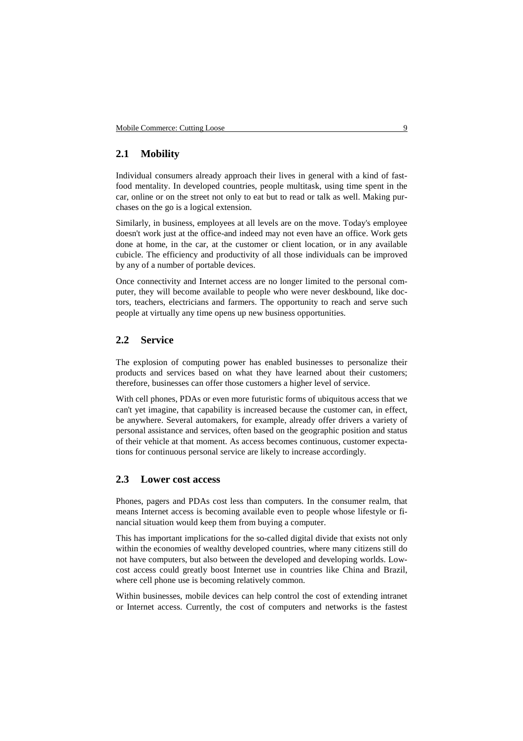## 2.1 Mobility

Individual consumers already approach their lives in general with a kind of fast-food mentality. In developed countries, people multitask, using time spent in the car, online or on the street not only to eat but to read or talk as well. Making purchases on the go is a logical extension.

Similarly, in business, employees at all levels are on the move. Today's employee doesn't work just at the office-and indeed may not even have an office. Work gets done at home, in the car, at the customer or client location, or in any available cubicle. The efficiency and productivity of all those individuals can be improved by any of a number of portable devices.

Once connectivity and Internet access are no longer limited to the personal computer, they will become available to people who were never deskbound, like doctors, teachers, electricians and farmers. The opportunity to reach and serve such people at virtually any time opens up new business opportunities.

## 2.2 Service

The explosion of computing power has enabled businesses to personalize their products and services based on what they have learned about their customers; therefore, businesses can offer those customers a higher level of service.

With cell phones, PDAs or even more futuristic forms of ubiquitous access that we can't yet imagine, that capability is increased because the customer can, in effect, be anywhere. Several automakers, for example, already offer drivers a variety of personal assistance and services, often based on the geographic position and status of their vehicle at that moment. As access becomes continuous, customer expectations for continuous personal service are likely to increase accordingly.

## 2.3 Lower cost access

Phones, pagers and PDAs cost less than computers. In the consumer realm, that means Internet access is becoming available even to people whose lifestyle or financial situation would keep them from buying a computer.

This has important implications for the so-called digital divide that exists not only within the economies of wealthy developed countries, where many citizens still do not have computers, but also between the developed and developing worlds. Low-cost access could greatly boost Internet use in countries like China and Brazil, where cell phone use is becoming relatively common.

Within businesses, mobile devices can help control the cost of extending intranet or Internet access. Currently, the cost of computers and networks is the fastest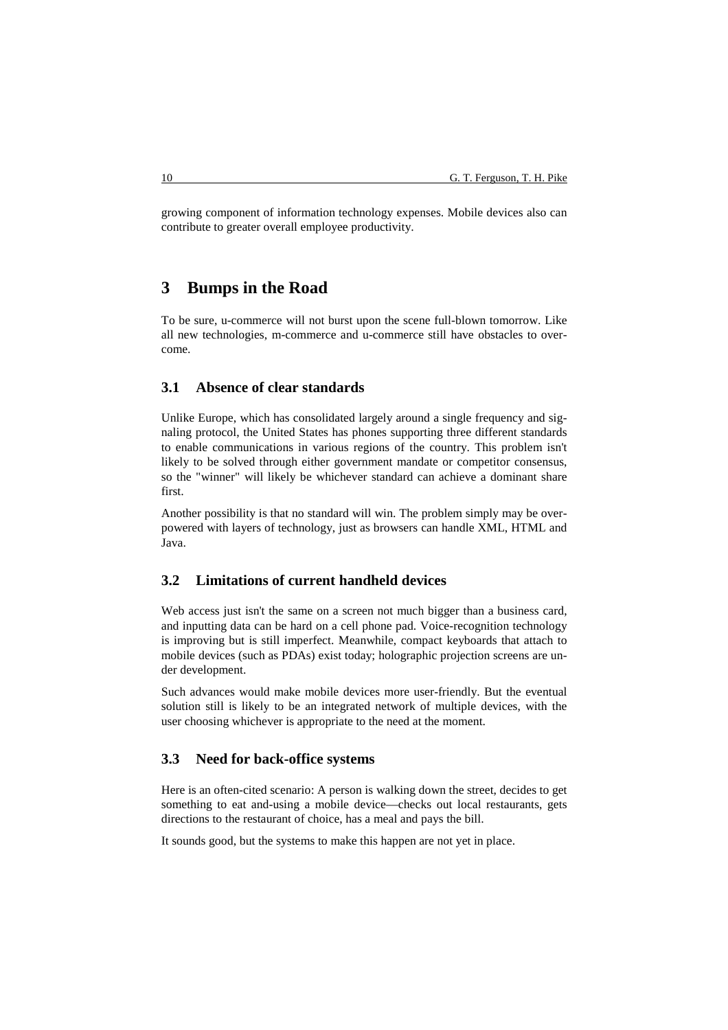growing component of information technology expenses. Mobile devices also can contribute to greater overall employee productivity.

## 3 Bumps in the Road

To be sure, u-commerce will not burst upon the scene full-blown tomorrow. Like all new technologies, m-commerce and u-commerce still have obstacles to overcome.

### 3.1 Absence of clear standards

Unlike Europe, which has consolidated largely around a single frequency and signaling protocol, the United States has phones supporting three different standards to enable communications in various regions of the country. This problem isn't likely to be solved through either government mandate or competitor consensus, so the "winner" will likely be whichever standard can achieve a dominant share first.

Another possibility is that no standard will win. The problem simply may be overpowered with layers of technology, just as browsers can handle XML, HTML and Java.

### 3.2 Limitations of current handheld devices

Web access just isn't the same on a screen not much bigger than a business card, and inputting data can be hard on a cell phone pad. Voice-recognition technology is improving but is still imperfect. Meanwhile, compact keyboards that attach to mobile devices (such as PDAs) exist today; holographic projection screens are under development.

Such advances would make mobile devices more user-friendly. But the eventual solution still is likely to be an integrated network of multiple devices, with the user choosing whichever is appropriate to the need at the moment.

### 3.3 Need for back-office systems

Here is an often-cited scenario: A person is walking down the street, decides to get something to eat and-using a mobile device—checks out local restaurants, gets directions to the restaurant of choice, has a meal and pays the bill.

It sounds good, but the systems to make this happen are not yet in place.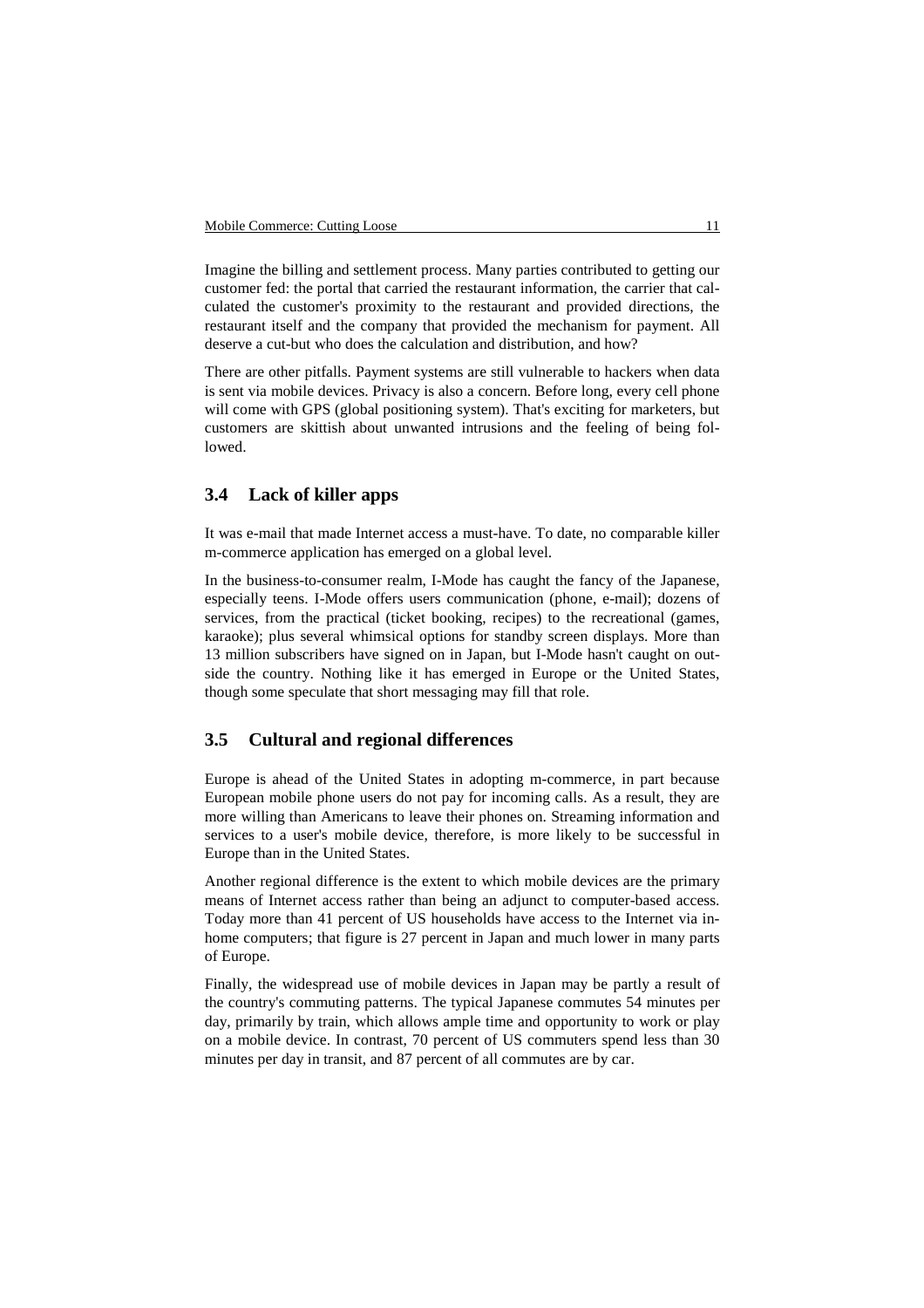Imagine the billing and settlement process. Many parties contributed to getting our customer fed: the portal that carried the restaurant information, the carrier that calculated the customer's proximity to the restaurant and provided directions, the restaurant itself and the company that provided the mechanism for payment. All deserve a cut-but who does the calculation and distribution, and how?

There are other pitfalls. Payment systems are still vulnerable to hackers when data is sent via mobile devices. Privacy is also a concern. Before long, every cell phone will come with GPS (global positioning system). That's exciting for marketers, but customers are skittish about unwanted intrusions and the feeling of being followed.

### 3.4 Lack of killer apps

It was e-mail that made Internet access a must-have. To date, no comparable killer m-commerce application has emerged on a global level.

In the business-to-consumer realm, I-Mode has caught the fancy of the Japanese, especially teens. I-Mode offers users communication (phone, e-mail); dozens of services, from the practical (ticket booking, recipes) to the recreational (games, karaoke); plus several whimsical options for standby screen displays. More than 13 million subscribers have signed on in Japan, but I-Mode hasn't caught on outside the country. Nothing like it has emerged in Europe or the United States, though some speculate that short messaging may fill that role.

### 3.5 Cultural and regional differences

Europe is ahead of the United States in adopting m-commerce, in part because European mobile phone users do not pay for incoming calls. As a result, they are more willing than Americans to leave their phones on. Streaming information and services to a user's mobile device, therefore, is more likely to be successful in Europe than in the United States.

Another regional difference is the extent to which mobile devices are the primary means of Internet access rather than being an adjunct to computer-based access. Today more than 41 percent of US households have access to the Internet via in-home computers; that figure is 27 percent in Japan and much lower in many parts of Europe.

Finally, the widespread use of mobile devices in Japan may be partly a result of the country's commuting patterns. The typical Japanese commutes 54 minutes per day, primarily by train, which allows ample time and opportunity to work or play on a mobile device. In contrast, 70 percent of US commuters spend less than 30 minutes per day in transit, and 87 percent of all commutes are by car.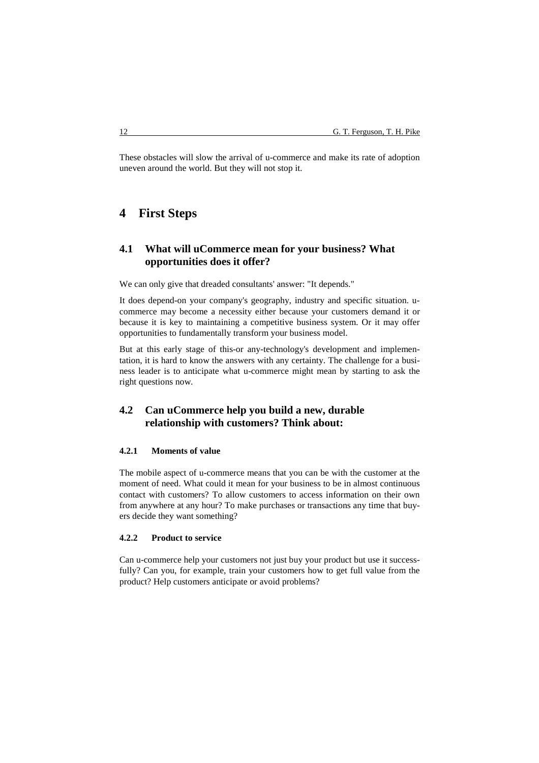These obstacles will slow the arrival of u-commerce and make its rate of adoption uneven around the world. But they will not stop it.

# 4 First Steps

## 4.1 What will uCommerce mean for your business? What opportunities does it offer?

We can only give that dreaded consultants' answer: "It depends."

It does depend-on your company's geography, industry and specific situation. u-commerce may become a necessity either because your customers demand it or because it is key to maintaining a competitive business system. Or it may offer opportunities to fundamentally transform your business model.

But at this early stage of this-or any-technology's development and implementation, it is hard to know the answers with any certainty. The challenge for a business leader is to anticipate what u-commerce might mean by starting to ask the right questions now.

## 4.2 Can uCommerce help you build a new, durable relationship with customers? Think about:

### 4.2.1 Moments of value

The mobile aspect of u-commerce means that you can be with the customer at the moment of need. What could it mean for your business to be in almost continuous contact with customers? To allow customers to access information on their own from anywhere at any hour? To make purchases or transactions any time that buyers decide they want something?

### 4.2.2 Product to service

Can u-commerce help your customers not just buy your product but use it successfully? Can you, for example, train your customers how to get full value from the product? Help customers anticipate or avoid problems?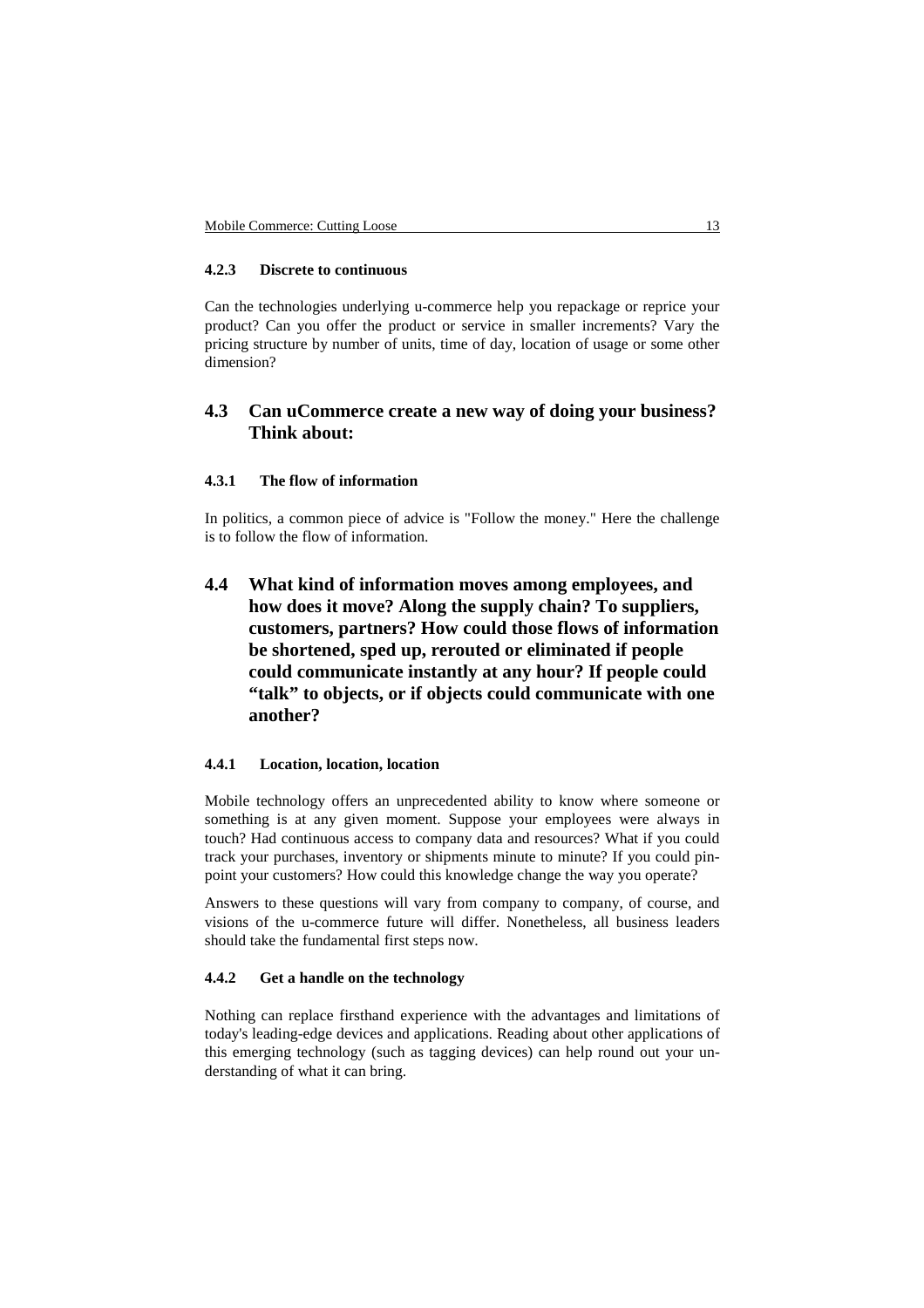#### 4.2.3 Discrete to continuous

Can the technologies underlying u-commerce help you repackage or reprice your product? Can you offer the product or service in smaller increments? Vary the pricing structure by number of units, time of day, location of usage or some other dimension?

## 4.3 Can uCommerce create a new way of doing your business? Think about:

#### 4.3.1 The flow of information

In politics, a common piece of advice is "Follow the money." Here the challenge is to follow the flow of information.

## 4.4 What kind of information moves among employees, and how does it move? Along the supply chain? To suppliers, customers, partners? How could those flows of information be shortened, sped up, rerouted or eliminated if people could communicate instantly at any hour? If people could "talk" to objects, or if objects could communicate with one another?

#### 4.4.1 Location, location, location

Mobile technology offers an unprecedented ability to know where someone or something is at any given moment. Suppose your employees were always in touch? Had continuous access to company data and resources? What if you could track your purchases, inventory or shipments minute to minute? If you could pinpoint your customers? How could this knowledge change the way you operate?

Answers to these questions will vary from company to company, of course, and visions of the u-commerce future will differ. Nonetheless, all business leaders should take the fundamental first steps now.

#### 4.4.2 Get a handle on the technology

Nothing can replace firsthand experience with the advantages and limitations of today's leading-edge devices and applications. Reading about other applications of this emerging technology (such as tagging devices) can help round out your understanding of what it can bring.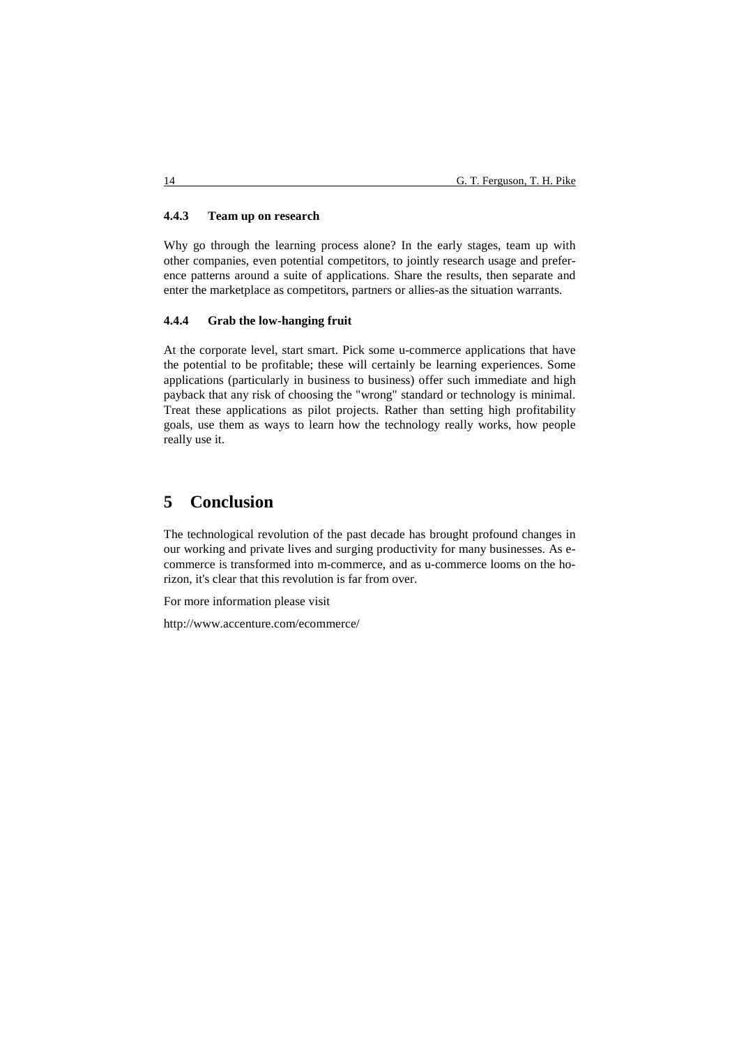### 4.4.3 Team up on research

Why go through the learning process alone? In the early stages, team up with other companies, even potential competitors, to jointly research usage and preference patterns around a suite of applications. Share the results, then separate and enter the marketplace as competitors, partners or allies-as the situation warrants.

### 4.4.4 Grab the low-hanging fruit

At the corporate level, start smart. Pick some u-commerce applications that have the potential to be profitable; these will certainly be learning experiences. Some applications (particularly in business to business) offer such immediate and high payback that any risk of choosing the "wrong" standard or technology is minimal. Treat these applications as pilot projects. Rather than setting high profitability goals, use them as ways to learn how the technology really works, how people really use it.

# 5 Conclusion

The technological revolution of the past decade has brought profound changes in our working and private lives and surging productivity for many businesses. As e-commerce is transformed into m-commerce, and as u-commerce looms on the horizon, it's clear that this revolution is far from over.

For more information please visit

http://www.accenture.com/ecommerce/